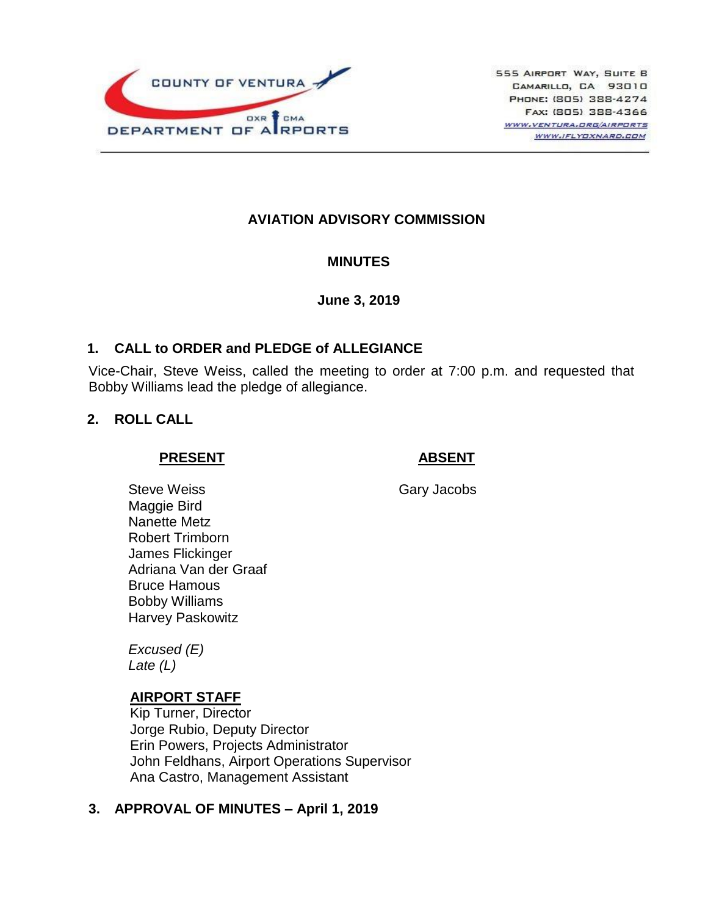COUNTY OF VENTURA
DEPARTMENT OF AIRPORTS
OXR CMA

555 Airport Way, Suite B
Camarillo, CA 93010
Phone: (805) 388-4274
Fax: (805) 388-4366
www.ventura.org/airports
www.iflyoxnard.com

# AVIATION ADVISORY COMMISSION

## MINUTES

**June 3, 2019**

## 1. CALL to ORDER and PLEDGE of ALLEGIANCE

Vice-Chair, Steve Weiss, called the meeting to order at 7:00 p.m. and requested that Bobby Williams lead the pledge of allegiance.

## 2. ROLL CALL

| PRESENT | ABSENT |
|---|---|
| Steve Weiss | Gary Jacobs |
| Maggie Bird | |
| Nanette Metz | |
| Robert Trimborn | |
| James Flickinger | |
| Adriana Van der Graaf | |
| Bruce Hamous | |
| Bobby Williams | |
| Harvey Paskowitz | |

*Excused (E)*
*Late (L)*

**AIRPORT STAFF**
Kip Turner, Director
Jorge Rubio, Deputy Director
Erin Powers, Projects Administrator
John Feldhans, Airport Operations Supervisor
Ana Castro, Management Assistant

## 3. APPROVAL OF MINUTES – April 1, 2019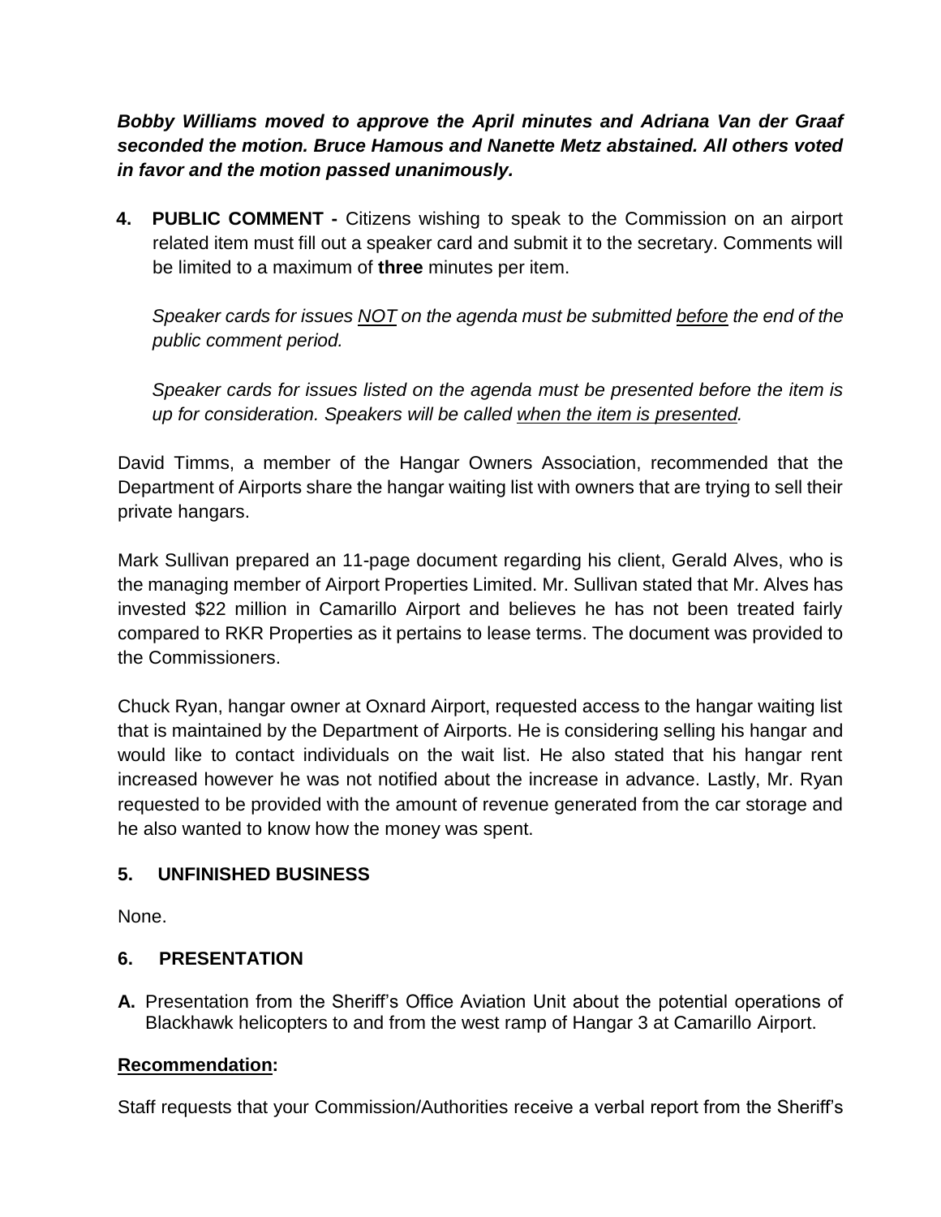***Bobby Williams moved to approve the April minutes and Adriana Van der Graaf seconded the motion. Bruce Hamous and Nanette Metz abstained. All others voted in favor and the motion passed unanimously.***

**4. PUBLIC COMMENT -** Citizens wishing to speak to the Commission on an airport related item must fill out a speaker card and submit it to the secretary. Comments will be limited to a maximum of **three** minutes per item.

*Speaker cards for issues <u>NOT</u> on the agenda must be submitted <u>before</u> the end of the public comment period.*

*Speaker cards for issues listed on the agenda must be presented before the item is up for consideration. Speakers will be called <u>when the item is presented</u>.*

David Timms, a member of the Hangar Owners Association, recommended that the Department of Airports share the hangar waiting list with owners that are trying to sell their private hangars.

Mark Sullivan prepared an 11-page document regarding his client, Gerald Alves, who is the managing member of Airport Properties Limited. Mr. Sullivan stated that Mr. Alves has invested $22 million in Camarillo Airport and believes he has not been treated fairly compared to RKR Properties as it pertains to lease terms. The document was provided to the Commissioners.

Chuck Ryan, hangar owner at Oxnard Airport, requested access to the hangar waiting list that is maintained by the Department of Airports. He is considering selling his hangar and would like to contact individuals on the wait list. He also stated that his hangar rent increased however he was not notified about the increase in advance. Lastly, Mr. Ryan requested to be provided with the amount of revenue generated from the car storage and he also wanted to know how the money was spent.

## 5. UNFINISHED BUSINESS

None.

## 6. PRESENTATION

**A.** Presentation from the Sheriff's Office Aviation Unit about the potential operations of Blackhawk helicopters to and from the west ramp of Hangar 3 at Camarillo Airport.

**<u>Recommendation</u>:**

Staff requests that your Commission/Authorities receive a verbal report from the Sheriff's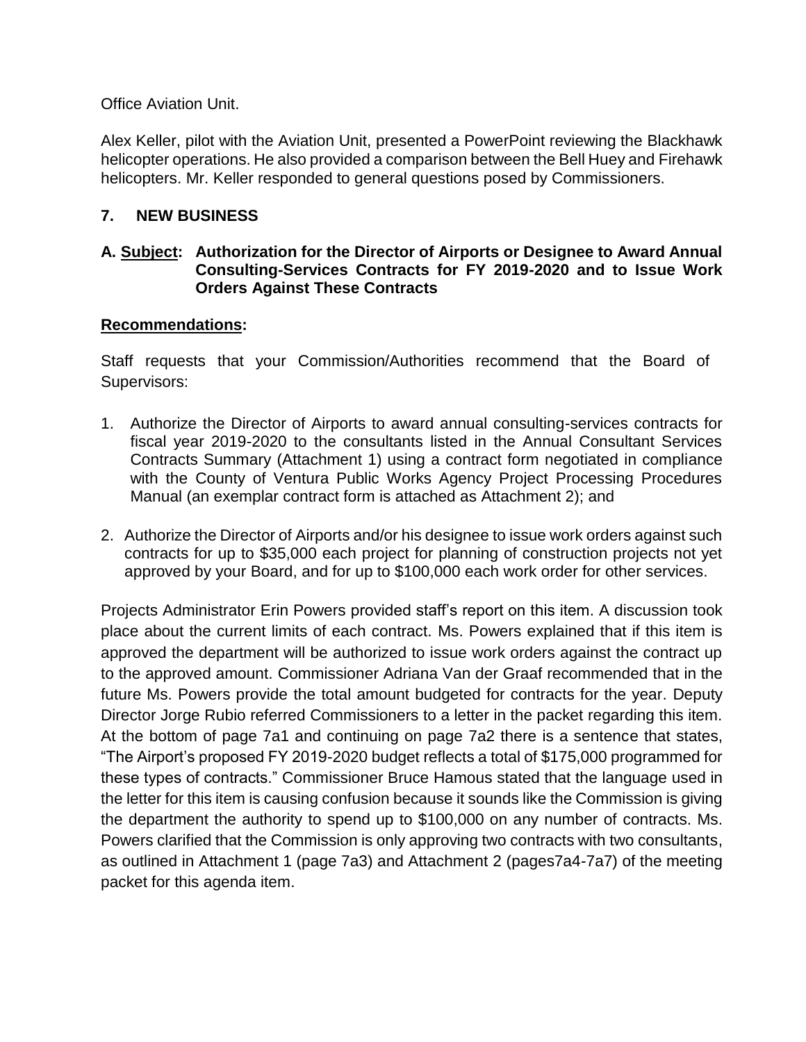Office Aviation Unit.

Alex Keller, pilot with the Aviation Unit, presented a PowerPoint reviewing the Blackhawk helicopter operations. He also provided a comparison between the Bell Huey and Firehawk helicopters. Mr. Keller responded to general questions posed by Commissioners.

## 7. NEW BUSINESS

### A. Subject: Authorization for the Director of Airports or Designee to Award Annual Consulting-Services Contracts for FY 2019-2020 and to Issue Work Orders Against These Contracts

**Recommendations:**

Staff requests that your Commission/Authorities recommend that the Board of Supervisors:

1. Authorize the Director of Airports to award annual consulting-services contracts for fiscal year 2019-2020 to the consultants listed in the Annual Consultant Services Contracts Summary (Attachment 1) using a contract form negotiated in compliance with the County of Ventura Public Works Agency Project Processing Procedures Manual (an exemplar contract form is attached as Attachment 2); and

2. Authorize the Director of Airports and/or his designee to issue work orders against such contracts for up to $35,000 each project for planning of construction projects not yet approved by your Board, and for up to $100,000 each work order for other services.

Projects Administrator Erin Powers provided staff's report on this item. A discussion took place about the current limits of each contract. Ms. Powers explained that if this item is approved the department will be authorized to issue work orders against the contract up to the approved amount. Commissioner Adriana Van der Graaf recommended that in the future Ms. Powers provide the total amount budgeted for contracts for the year. Deputy Director Jorge Rubio referred Commissioners to a letter in the packet regarding this item. At the bottom of page 7a1 and continuing on page 7a2 there is a sentence that states, "The Airport's proposed FY 2019-2020 budget reflects a total of $175,000 programmed for these types of contracts." Commissioner Bruce Hamous stated that the language used in the letter for this item is causing confusion because it sounds like the Commission is giving the department the authority to spend up to $100,000 on any number of contracts. Ms. Powers clarified that the Commission is only approving two contracts with two consultants, as outlined in Attachment 1 (page 7a3) and Attachment 2 (pages7a4-7a7) of the meeting packet for this agenda item.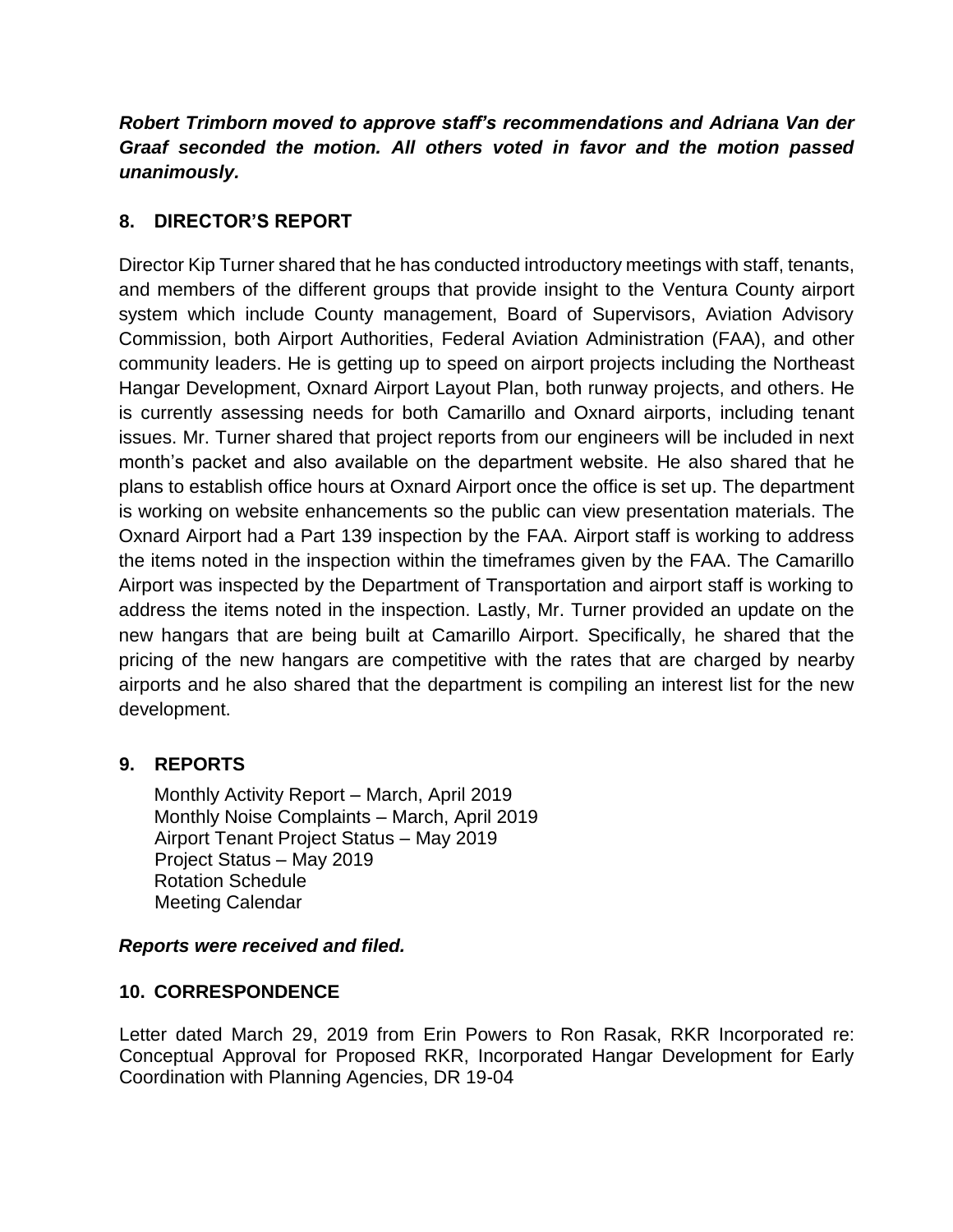***Robert Trimborn moved to approve staff's recommendations and Adriana Van der Graaf seconded the motion. All others voted in favor and the motion passed unanimously.***

## 8. DIRECTOR'S REPORT

Director Kip Turner shared that he has conducted introductory meetings with staff, tenants, and members of the different groups that provide insight to the Ventura County airport system which include County management, Board of Supervisors, Aviation Advisory Commission, both Airport Authorities, Federal Aviation Administration (FAA), and other community leaders. He is getting up to speed on airport projects including the Northeast Hangar Development, Oxnard Airport Layout Plan, both runway projects, and others. He is currently assessing needs for both Camarillo and Oxnard airports, including tenant issues. Mr. Turner shared that project reports from our engineers will be included in next month's packet and also available on the department website. He also shared that he plans to establish office hours at Oxnard Airport once the office is set up. The department is working on website enhancements so the public can view presentation materials. The Oxnard Airport had a Part 139 inspection by the FAA. Airport staff is working to address the items noted in the inspection within the timeframes given by the FAA. The Camarillo Airport was inspected by the Department of Transportation and airport staff is working to address the items noted in the inspection. Lastly, Mr. Turner provided an update on the new hangars that are being built at Camarillo Airport. Specifically, he shared that the pricing of the new hangars are competitive with the rates that are charged by nearby airports and he also shared that the department is compiling an interest list for the new development.

## 9. REPORTS

Monthly Activity Report – March, April 2019
Monthly Noise Complaints – March, April 2019
Airport Tenant Project Status – May 2019
Project Status – May 2019
Rotation Schedule
Meeting Calendar

***Reports were received and filed.***

## 10. CORRESPONDENCE

Letter dated March 29, 2019 from Erin Powers to Ron Rasak, RKR Incorporated re: Conceptual Approval for Proposed RKR, Incorporated Hangar Development for Early Coordination with Planning Agencies, DR 19-04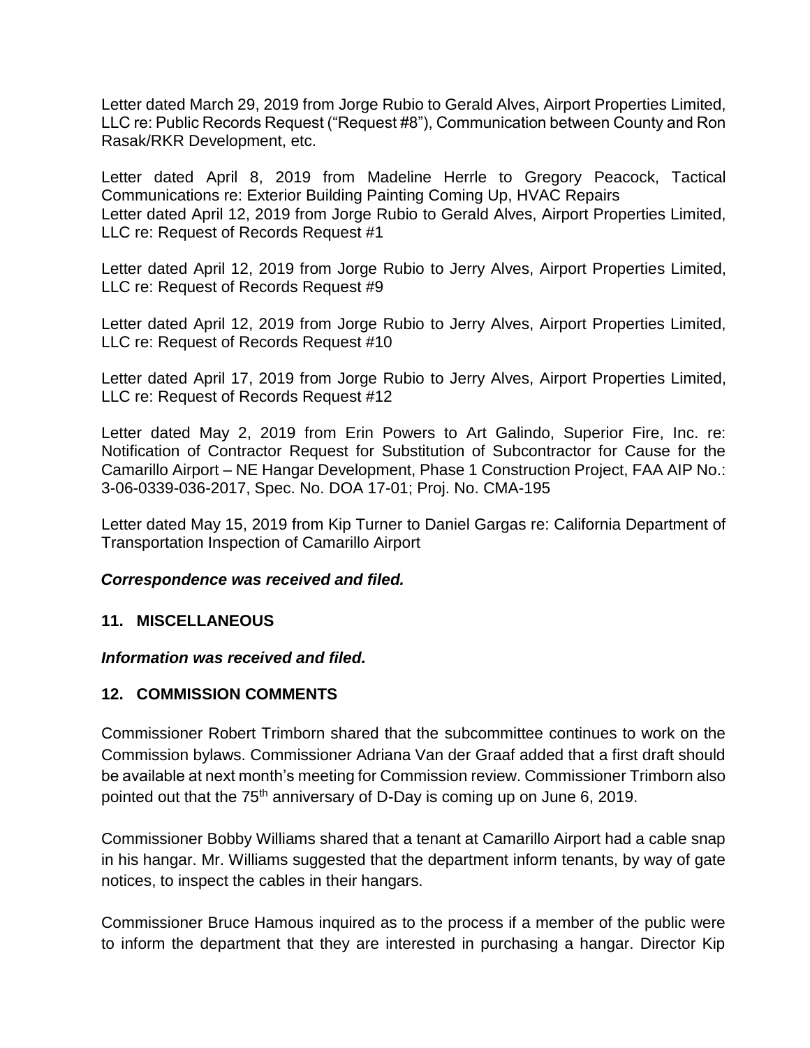Letter dated March 29, 2019 from Jorge Rubio to Gerald Alves, Airport Properties Limited, LLC re: Public Records Request ("Request #8"), Communication between County and Ron Rasak/RKR Development, etc.

Letter dated April 8, 2019 from Madeline Herrle to Gregory Peacock, Tactical Communications re: Exterior Building Painting Coming Up, HVAC Repairs
Letter dated April 12, 2019 from Jorge Rubio to Gerald Alves, Airport Properties Limited, LLC re: Request of Records Request #1

Letter dated April 12, 2019 from Jorge Rubio to Jerry Alves, Airport Properties Limited, LLC re: Request of Records Request #9

Letter dated April 12, 2019 from Jorge Rubio to Jerry Alves, Airport Properties Limited, LLC re: Request of Records Request #10

Letter dated April 17, 2019 from Jorge Rubio to Jerry Alves, Airport Properties Limited, LLC re: Request of Records Request #12

Letter dated May 2, 2019 from Erin Powers to Art Galindo, Superior Fire, Inc. re: Notification of Contractor Request for Substitution of Subcontractor for Cause for the Camarillo Airport – NE Hangar Development, Phase 1 Construction Project, FAA AIP No.: 3-06-0339-036-2017, Spec. No. DOA 17-01; Proj. No. CMA-195

Letter dated May 15, 2019 from Kip Turner to Daniel Gargas re: California Department of Transportation Inspection of Camarillo Airport

***Correspondence was received and filed.***

## 11. MISCELLANEOUS

***Information was received and filed.***

## 12. COMMISSION COMMENTS

Commissioner Robert Trimborn shared that the subcommittee continues to work on the Commission bylaws. Commissioner Adriana Van der Graaf added that a first draft should be available at next month's meeting for Commission review. Commissioner Trimborn also pointed out that the 75th anniversary of D-Day is coming up on June 6, 2019.

Commissioner Bobby Williams shared that a tenant at Camarillo Airport had a cable snap in his hangar. Mr. Williams suggested that the department inform tenants, by way of gate notices, to inspect the cables in their hangars.

Commissioner Bruce Hamous inquired as to the process if a member of the public were to inform the department that they are interested in purchasing a hangar. Director Kip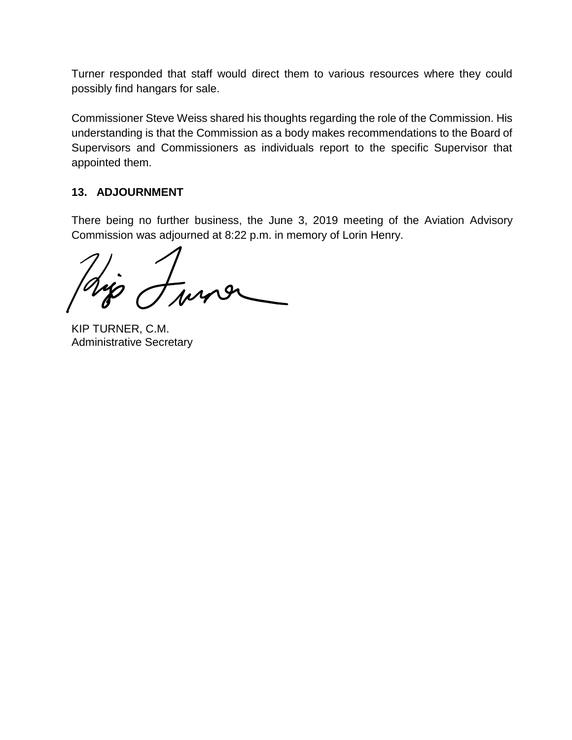Turner responded that staff would direct them to various resources where they could possibly find hangars for sale.

Commissioner Steve Weiss shared his thoughts regarding the role of the Commission. His understanding is that the Commission as a body makes recommendations to the Board of Supervisors and Commissioners as individuals report to the specific Supervisor that appointed them.

**13. ADJOURNMENT**

There being no further business, the June 3, 2019 meeting of the Aviation Advisory Commission was adjourned at 8:22 p.m. in memory of Lorin Henry.

KIP TURNER, C.M.
Administrative Secretary